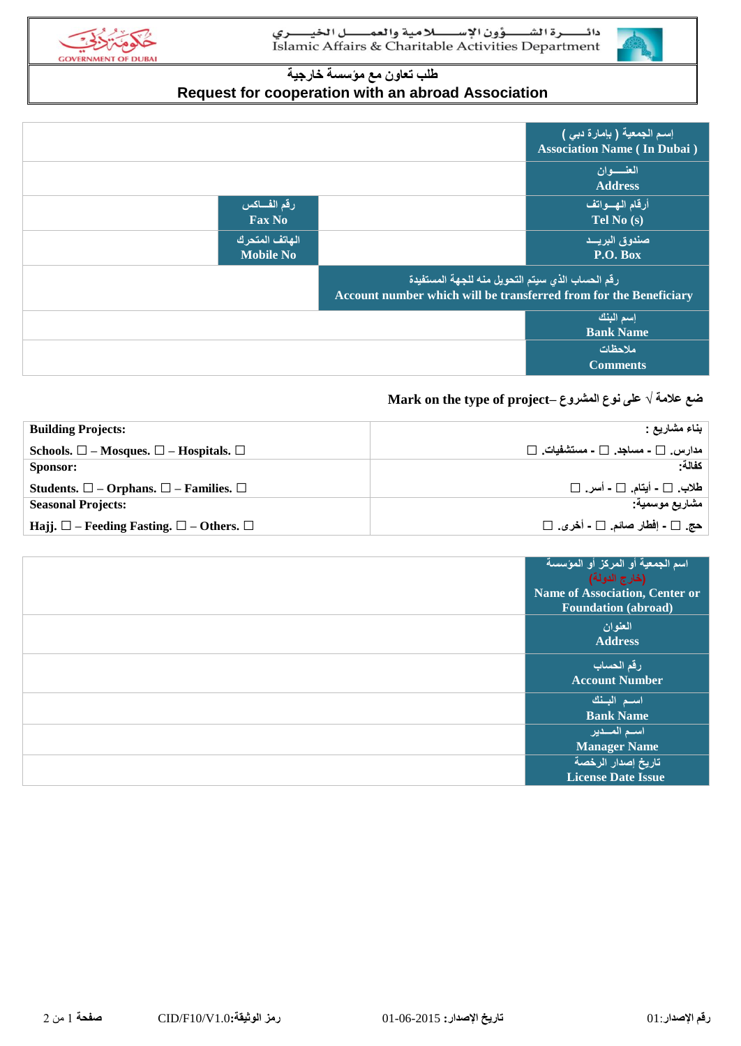دائـــــرة الشـــــؤون الإســـــلامية والعمـــــل الخيـــــري
Islamic Affairs & Charitable Activities Department

حكومة دبي
GOVERNMENT OF DUBAI

# طلب تعاون مع مؤسسة خارجية
# Request for cooperation with an abroad Association

| | | | إسم الجمعية ( بإمارة دبي ) Association Name ( In Dubai ) |
|---|---|---|---|
| | | | العنـــوان Address |
| | رقم الفـــاكس Fax No | | أرقام الهـــواتف Tel No (s) |
| | الهاتف المتحرك Mobile No | | صندوق البريـــد P.O. Box |
| | | رقم الحساب الذي سيتم التحويل منه للجهة المستفيدة Account number which will be transferred from for the Beneficiary | |
| | | | إسم البنك Bank Name |
| | | | ملاحظات Comments |

**Mark on the type of project– ضع علامة √ على نوع المشروع**

| | |
|---|---|
| **Building Projects:** Schools. ☐ – Mosques. ☐ – Hospitals. ☐ | بناء مشاريع : مدارس. ☐ - مساجد. ☐ - مستشفيات. ☐ |
| **Sponsor:** Students. ☐ – Orphans. ☐ – Families. ☐ | كفالة: طلاب. ☐ - أيتام. ☐ - أسر. ☐ |
| **Seasonal Projects:** Hajj. ☐ – Feeding Fasting. ☐ – Others. ☐ | مشاريع موسمية: حج. ☐ - إفطار صائم. ☐ - أخرى. ☐ |

| | |
|---|---|
| | اسم الجمعية أو المركز أو المؤسسة (خارج الدولة) Name of Association, Center or Foundation (abroad) |
| | العنوان Address |
| | رقم الحساب Account Number |
| | اسـم البـنك Bank Name |
| | اسم المـدير Manager Name |
| | تاريخ إصدار الرخصة License Date Issue |

رقم الإصدار:01 | تاريخ الإصدار: 01-06-2015 | رمز الوثيقة:CID/F10/V1.0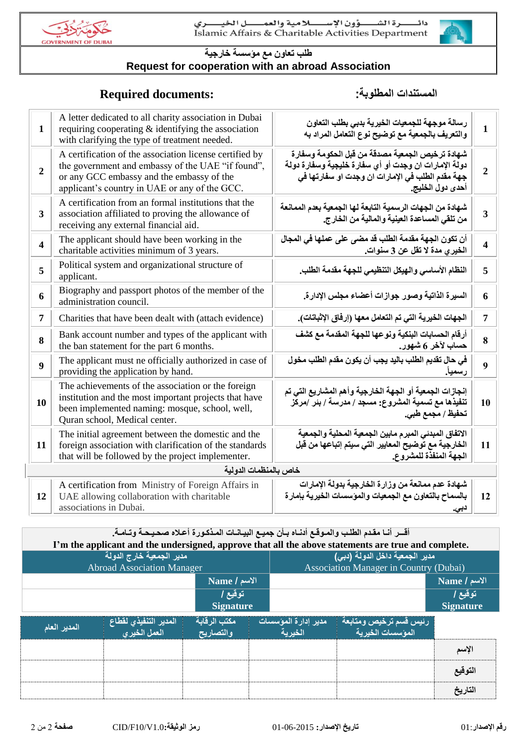دائـــــرة الشــــــؤون الإســـــلامية والعمـــــل الخيــــري
Islamic Affairs & Charitable Activities Department

GOVERNMENT OF DUBAI

## طلب تعاون مع مؤسسة خارجية
## Request for cooperation with an abroad Association

### Required documents: المستندات المطلوبة:

| | | | |
|---|---|---|---|
| 1 | A letter dedicated to all charity association in Dubai requiring cooperating & identifying the association with clarifying the type of treatment needed. | رسالة موجهة للجمعيات الخيرية بدبي بطلب التعاون والتعريف بالجمعية مع توضيح نوع التعامل المراد به | 1 |
| 2 | A certification of the association license certified by the government and embassy of the UAE "if found", or any GCC embassy and the embassy of the applicant's country in UAE or any of the GCC. | شهادة ترخيص الجمعية مصدقة من قبل الحكومة وسفارة دولة الإمارات ان وجدت أو أي سفارة خليجية وسفارة دولة جهة مقدم الطلب في الإمارات ان وجدت او سفارتها في أحدى دول الخليج. | 2 |
| 3 | A certification from an formal institutions that the association affiliated to proving the allowance of receiving any external financial aid. | شهادة من الجهات الرسمية التابعة لها الجمعية بعدم الممانعة من تلقي المساعدة العينية والمالية من الخارج. | 3 |
| 4 | The applicant should have been working in the charitable activities minimum of 3 years. | أن تكون الجهة مقدمة الطلب قد مضى على عملها في المجال الخيري مدة لا تقل عن 3 سنوات. | 4 |
| 5 | Political system and organizational structure of applicant. | النظام الأساسي والهيكل التنظيمي للجهة مقدمة الطلب. | 5 |
| 6 | Biography and passport photos of the member of the administration council. | السيرة الذاتية وصور جوازات أعضاء مجلس الإدارة. | 6 |
| 7 | Charities that have been dealt with (attach evidence) | الجهات الخيرية التي تم التعامل معها (إرفاق الإثباتات). | 7 |
| 8 | Bank account number and types of the applicant with the ban statement for the part 6 months. | أرقام الحسابات البنكية ونوعها للجهة المقدمة مع كشف حساب لآخر 6 شهور. | 8 |
| 9 | The applicant must ne officially authorized in case of providing the application by hand. | في حال تقديم الطلب باليد يجب أن يكون مقدم الطلب مخول رسمياً. | 9 |
| 10 | The achievements of the association or the foreign institution and the most important projects that have been implemented naming: mosque, school, well, Quran school, Medical center. | إنجازات الجمعية أو الجهة الخارجية وأهم المشاريع التي تم تنفيذها مع تسمية المشروع: مسجد / مدرسة / بئر /مركز تحفيظ / مجمع طبي. | 10 |
| 11 | The initial agreement between the domestic and the foreign association with clarification of the standards that will be followed by the project implementer. | الاتفاق المبدئي المبرم مابين الجمعية المحلية والجمعية الخارجية مع توضيح المعايير التي سيتم إتباعها من قبل الجهة المنفذة للمشروع. | 11 |
| خاص بالمنظمات الدولية | | | |
| 12 | A certification from Ministry of Foreign Affairs in UAE allowing collaboration with charitable associations in Dubai. | شهادة عدم ممانعة من وزارة الخارجية بدولة الإمارات بالسماح بالتعاون مع الجمعيات والمؤسسات الخيرية بإمارة دبي. | 12 |

أقــر أنـا مقدم الطلب والموقع أدنـاه بـأن جميـع البيـانـات المـذكورة أعـلاه صحيـحـة وتـامـة.

**I'm the applicant and the undersigned, approve that all the above statements are true and complete.**

| مدير الجمعية خارج الدولة Abroad Association Manager | | مدير الجمعية داخل الدولة (دبي) Association Manager in Country (Dubai) | |
|---|---|---|---|
| | Name / الاسم | | Name / الاسم |
| | توقيع / Signature | | توقيع / Signature |

| المدير العام | المدير التنفيذي لقطاع العمل الخيري | مكتب الرقابة والتصاريح | مدير إدارة المؤسسات الخيرية | رئيس قسم ترخيص ومتابعة المؤسسات الخيرية | |
|---|---|---|---|---|---|
| | | | | | الإسم |
| | | | | | التوقيع |
| | | | | | التاريخ |

رقم الإصدار:01 &nbsp;&nbsp; تاريخ الإصدار: 01-06-2015 &nbsp;&nbsp; رمز الوثيقة:CID/F10/V1.0